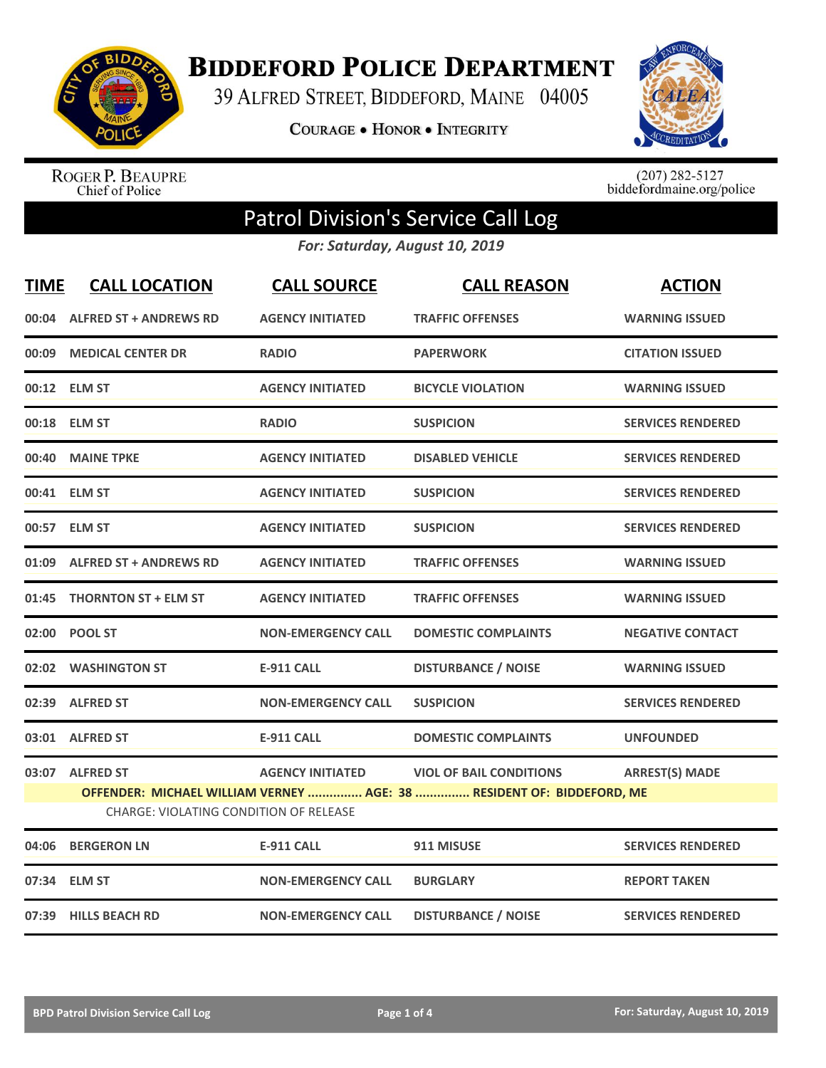# Biddeford Police Department

39 Alfred Street, Biddeford, Maine 04005

Courage • Honor • Integrity

Roger P. Beaupre
Chief of Police

(207) 282-5127
biddefordmaine.org/police

## Patrol Division's Service Call Log

*For: Saturday, August 10, 2019*

| TIME | CALL LOCATION | CALL SOURCE | CALL REASON | ACTION |
|---|---|---|---|---|
| 00:04 | ALFRED ST + ANDREWS RD | AGENCY INITIATED | TRAFFIC OFFENSES | WARNING ISSUED |
| 00:09 | MEDICAL CENTER DR | RADIO | PAPERWORK | CITATION ISSUED |
| 00:12 | ELM ST | AGENCY INITIATED | BICYCLE VIOLATION | WARNING ISSUED |
| 00:18 | ELM ST | RADIO | SUSPICION | SERVICES RENDERED |
| 00:40 | MAINE TPKE | AGENCY INITIATED | DISABLED VEHICLE | SERVICES RENDERED |
| 00:41 | ELM ST | AGENCY INITIATED | SUSPICION | SERVICES RENDERED |
| 00:57 | ELM ST | AGENCY INITIATED | SUSPICION | SERVICES RENDERED |
| 01:09 | ALFRED ST + ANDREWS RD | AGENCY INITIATED | TRAFFIC OFFENSES | WARNING ISSUED |
| 01:45 | THORNTON ST + ELM ST | AGENCY INITIATED | TRAFFIC OFFENSES | WARNING ISSUED |
| 02:00 | POOL ST | NON-EMERGENCY CALL | DOMESTIC COMPLAINTS | NEGATIVE CONTACT |
| 02:02 | WASHINGTON ST | E-911 CALL | DISTURBANCE / NOISE | WARNING ISSUED |
| 02:39 | ALFRED ST | NON-EMERGENCY CALL | SUSPICION | SERVICES RENDERED |
| 03:01 | ALFRED ST | E-911 CALL | DOMESTIC COMPLAINTS | UNFOUNDED |
| 03:07 | ALFRED ST | AGENCY INITIATED | VIOL OF BAIL CONDITIONS | ARREST(S) MADE |

**OFFENDER: MICHAEL WILLIAM VERNEY ............... AGE: 38 ............... RESIDENT OF: BIDDEFORD, ME**

CHARGE: VIOLATING CONDITION OF RELEASE

| TIME | CALL LOCATION | CALL SOURCE | CALL REASON | ACTION |
|---|---|---|---|---|
| 04:06 | BERGERON LN | E-911 CALL | 911 MISUSE | SERVICES RENDERED |
| 07:34 | ELM ST | NON-EMERGENCY CALL | BURGLARY | REPORT TAKEN |
| 07:39 | HILLS BEACH RD | NON-EMERGENCY CALL | DISTURBANCE / NOISE | SERVICES RENDERED |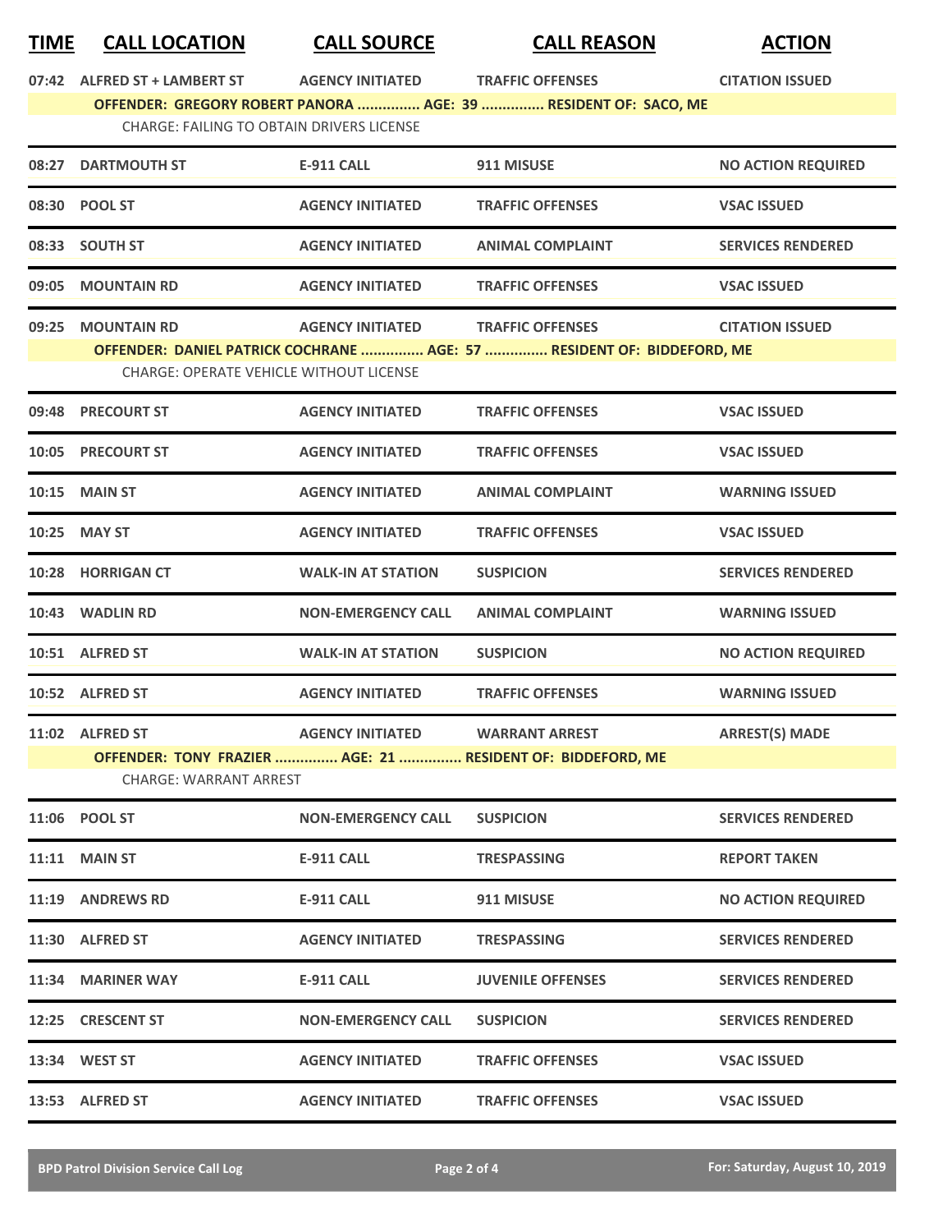| TIME | CALL LOCATION | CALL SOURCE | CALL REASON | ACTION |
|---|---|---|---|---|
| 07:42 | ALFRED ST + LAMBERT ST | AGENCY INITIATED | TRAFFIC OFFENSES | CITATION ISSUED |
| | OFFENDER: GREGORY ROBERT PANORA ............... AGE: 39 ............... RESIDENT OF: SACO, ME | | | |
| | CHARGE: FAILING TO OBTAIN DRIVERS LICENSE | | | |
| 08:27 | DARTMOUTH ST | E-911 CALL | 911 MISUSE | NO ACTION REQUIRED |
| 08:30 | POOL ST | AGENCY INITIATED | TRAFFIC OFFENSES | VSAC ISSUED |
| 08:33 | SOUTH ST | AGENCY INITIATED | ANIMAL COMPLAINT | SERVICES RENDERED |
| 09:05 | MOUNTAIN RD | AGENCY INITIATED | TRAFFIC OFFENSES | VSAC ISSUED |
| 09:25 | MOUNTAIN RD | AGENCY INITIATED | TRAFFIC OFFENSES | CITATION ISSUED |
| | OFFENDER: DANIEL PATRICK COCHRANE ............... AGE: 57 ............... RESIDENT OF: BIDDEFORD, ME | | | |
| | CHARGE: OPERATE VEHICLE WITHOUT LICENSE | | | |
| 09:48 | PRECOURT ST | AGENCY INITIATED | TRAFFIC OFFENSES | VSAC ISSUED |
| 10:05 | PRECOURT ST | AGENCY INITIATED | TRAFFIC OFFENSES | VSAC ISSUED |
| 10:15 | MAIN ST | AGENCY INITIATED | ANIMAL COMPLAINT | WARNING ISSUED |
| 10:25 | MAY ST | AGENCY INITIATED | TRAFFIC OFFENSES | VSAC ISSUED |
| 10:28 | HORRIGAN CT | WALK-IN AT STATION | SUSPICION | SERVICES RENDERED |
| 10:43 | WADLIN RD | NON-EMERGENCY CALL | ANIMAL COMPLAINT | WARNING ISSUED |
| 10:51 | ALFRED ST | WALK-IN AT STATION | SUSPICION | NO ACTION REQUIRED |
| 10:52 | ALFRED ST | AGENCY INITIATED | TRAFFIC OFFENSES | WARNING ISSUED |
| 11:02 | ALFRED ST | AGENCY INITIATED | WARRANT ARREST | ARREST(S) MADE |
| | OFFENDER: TONY FRAZIER ............... AGE: 21 ............... RESIDENT OF: BIDDEFORD, ME | | | |
| | CHARGE: WARRANT ARREST | | | |
| 11:06 | POOL ST | NON-EMERGENCY CALL | SUSPICION | SERVICES RENDERED |
| 11:11 | MAIN ST | E-911 CALL | TRESPASSING | REPORT TAKEN |
| 11:19 | ANDREWS RD | E-911 CALL | 911 MISUSE | NO ACTION REQUIRED |
| 11:30 | ALFRED ST | AGENCY INITIATED | TRESPASSING | SERVICES RENDERED |
| 11:34 | MARINER WAY | E-911 CALL | JUVENILE OFFENSES | SERVICES RENDERED |
| 12:25 | CRESCENT ST | NON-EMERGENCY CALL | SUSPICION | SERVICES RENDERED |
| 13:34 | WEST ST | AGENCY INITIATED | TRAFFIC OFFENSES | VSAC ISSUED |
| 13:53 | ALFRED ST | AGENCY INITIATED | TRAFFIC OFFENSES | VSAC ISSUED |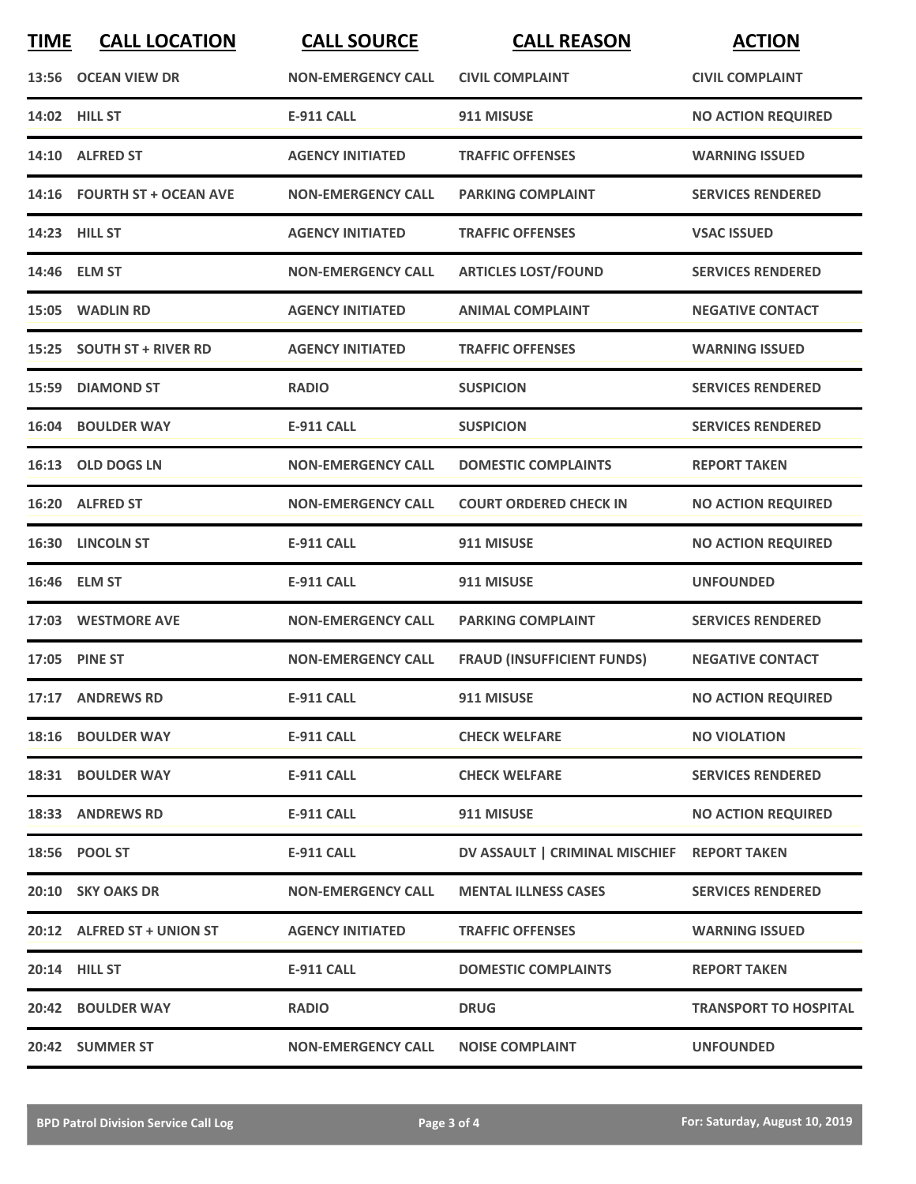| TIME | CALL LOCATION | CALL SOURCE | CALL REASON | ACTION |
| --- | --- | --- | --- | --- |
| 13:56 | OCEAN VIEW DR | NON-EMERGENCY CALL | CIVIL COMPLAINT | CIVIL COMPLAINT |
| 14:02 | HILL ST | E-911 CALL | 911 MISUSE | NO ACTION REQUIRED |
| 14:10 | ALFRED ST | AGENCY INITIATED | TRAFFIC OFFENSES | WARNING ISSUED |
| 14:16 | FOURTH ST + OCEAN AVE | NON-EMERGENCY CALL | PARKING COMPLAINT | SERVICES RENDERED |
| 14:23 | HILL ST | AGENCY INITIATED | TRAFFIC OFFENSES | VSAC ISSUED |
| 14:46 | ELM ST | NON-EMERGENCY CALL | ARTICLES LOST/FOUND | SERVICES RENDERED |
| 15:05 | WADLIN RD | AGENCY INITIATED | ANIMAL COMPLAINT | NEGATIVE CONTACT |
| 15:25 | SOUTH ST + RIVER RD | AGENCY INITIATED | TRAFFIC OFFENSES | WARNING ISSUED |
| 15:59 | DIAMOND ST | RADIO | SUSPICION | SERVICES RENDERED |
| 16:04 | BOULDER WAY | E-911 CALL | SUSPICION | SERVICES RENDERED |
| 16:13 | OLD DOGS LN | NON-EMERGENCY CALL | DOMESTIC COMPLAINTS | REPORT TAKEN |
| 16:20 | ALFRED ST | NON-EMERGENCY CALL | COURT ORDERED CHECK IN | NO ACTION REQUIRED |
| 16:30 | LINCOLN ST | E-911 CALL | 911 MISUSE | NO ACTION REQUIRED |
| 16:46 | ELM ST | E-911 CALL | 911 MISUSE | UNFOUNDED |
| 17:03 | WESTMORE AVE | NON-EMERGENCY CALL | PARKING COMPLAINT | SERVICES RENDERED |
| 17:05 | PINE ST | NON-EMERGENCY CALL | FRAUD (INSUFFICIENT FUNDS) | NEGATIVE CONTACT |
| 17:17 | ANDREWS RD | E-911 CALL | 911 MISUSE | NO ACTION REQUIRED |
| 18:16 | BOULDER WAY | E-911 CALL | CHECK WELFARE | NO VIOLATION |
| 18:31 | BOULDER WAY | E-911 CALL | CHECK WELFARE | SERVICES RENDERED |
| 18:33 | ANDREWS RD | E-911 CALL | 911 MISUSE | NO ACTION REQUIRED |
| 18:56 | POOL ST | E-911 CALL | DV ASSAULT \| CRIMINAL MISCHIEF | REPORT TAKEN |
| 20:10 | SKY OAKS DR | NON-EMERGENCY CALL | MENTAL ILLNESS CASES | SERVICES RENDERED |
| 20:12 | ALFRED ST + UNION ST | AGENCY INITIATED | TRAFFIC OFFENSES | WARNING ISSUED |
| 20:14 | HILL ST | E-911 CALL | DOMESTIC COMPLAINTS | REPORT TAKEN |
| 20:42 | BOULDER WAY | RADIO | DRUG | TRANSPORT TO HOSPITAL |
| 20:42 | SUMMER ST | NON-EMERGENCY CALL | NOISE COMPLAINT | UNFOUNDED |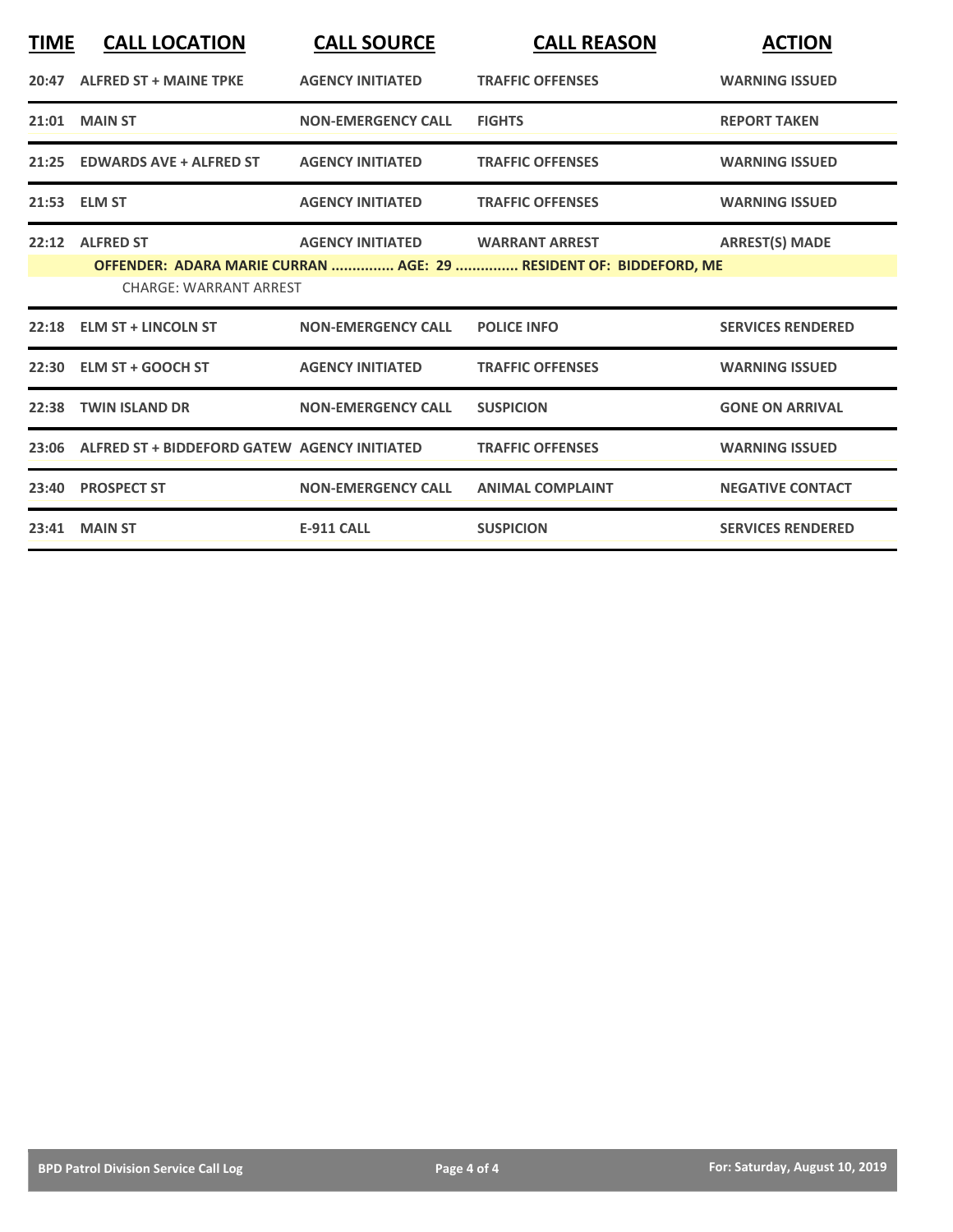| TIME | CALL LOCATION | CALL SOURCE | CALL REASON | ACTION |
|---|---|---|---|---|
| 20:47 | ALFRED ST + MAINE TPKE | AGENCY INITIATED | TRAFFIC OFFENSES | WARNING ISSUED |
| 21:01 | MAIN ST | NON-EMERGENCY CALL | FIGHTS | REPORT TAKEN |
| 21:25 | EDWARDS AVE + ALFRED ST | AGENCY INITIATED | TRAFFIC OFFENSES | WARNING ISSUED |
| 21:53 | ELM ST | AGENCY INITIATED | TRAFFIC OFFENSES | WARNING ISSUED |
| 22:12 | ALFRED ST | AGENCY INITIATED | WARRANT ARREST | ARREST(S) MADE |
| | **OFFENDER: ADARA MARIE CURRAN ............... AGE: 29 ............... RESIDENT OF: BIDDEFORD, ME** | | | |
| | CHARGE: WARRANT ARREST | | | |
| 22:18 | ELM ST + LINCOLN ST | NON-EMERGENCY CALL | POLICE INFO | SERVICES RENDERED |
| 22:30 | ELM ST + GOOCH ST | AGENCY INITIATED | TRAFFIC OFFENSES | WARNING ISSUED |
| 22:38 | TWIN ISLAND DR | NON-EMERGENCY CALL | SUSPICION | GONE ON ARRIVAL |
| 23:06 | ALFRED ST + BIDDEFORD GATEW | AGENCY INITIATED | TRAFFIC OFFENSES | WARNING ISSUED |
| 23:40 | PROSPECT ST | NON-EMERGENCY CALL | ANIMAL COMPLAINT | NEGATIVE CONTACT |
| 23:41 | MAIN ST | E-911 CALL | SUSPICION | SERVICES RENDERED |